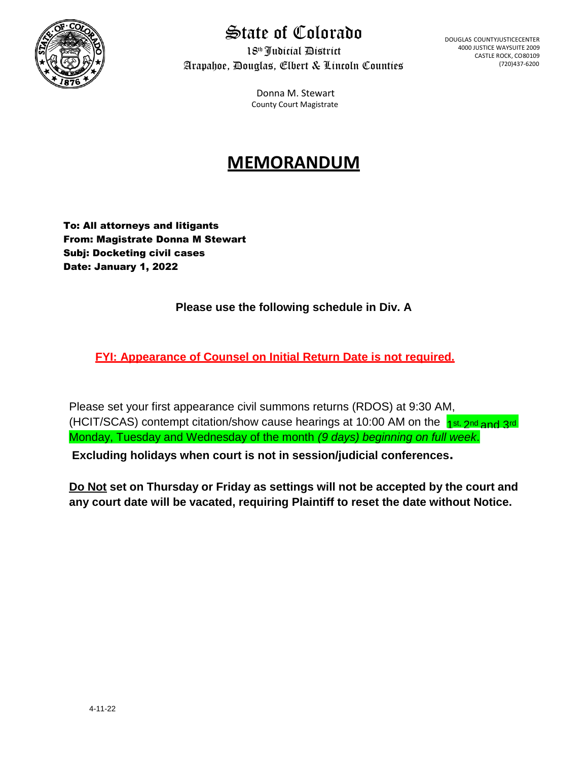# State of Colorado

18th Judicial District

Arapahoe, Douglas, Elbert & Lincoln Counties

DOUGLAS COUNTY JUSTICE CENTER
4000 JUSTICE WAY SUITE 2009
CASTLE ROCK, CO 80109
(720)437-6200

Donna M. Stewart
County Court Magistrate

# MEMORANDUM

**To: All attorneys and litigants**
**From: Magistrate Donna M Stewart**
**Subj: Docketing civil cases**
**Date: January 1, 2022**

**Please use the following schedule in Div. A**

**FYI: Appearance of Counsel on Initial Return Date is not required.**

Please set your first appearance civil summons returns (RDOS) at 9:30 AM, (HCIT/SCAS) contempt citation/show cause hearings at 10:00 AM on the 1st, 2nd and 3rd Monday, Tuesday and Wednesday of the month *(9 days) beginning on full week*.

**Excluding holidays when court is not in session/judicial conferences.**

**Do Not set on Thursday or Friday as settings will not be accepted by the court and any court date will be vacated, requiring Plaintiff to reset the date without Notice.**

4-11-22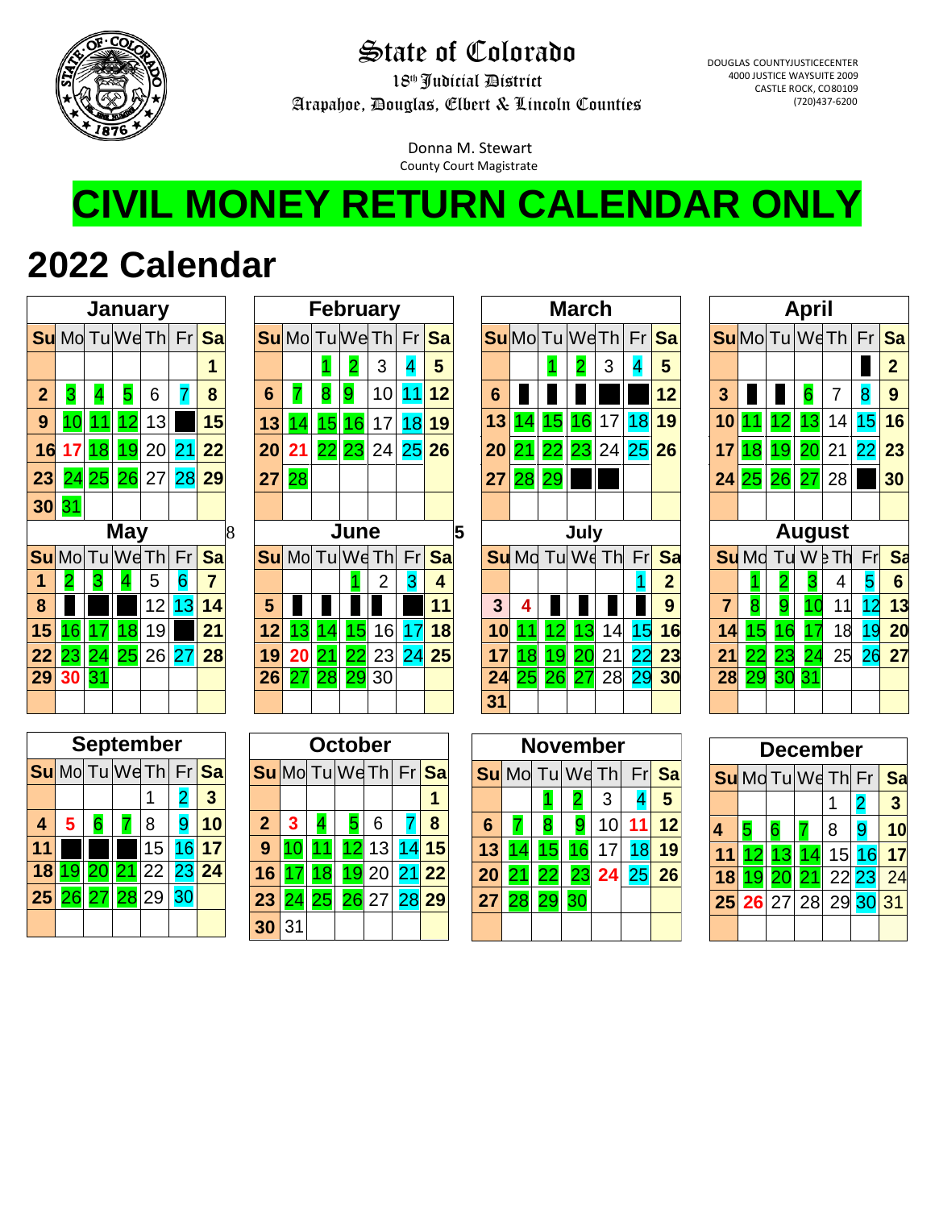# State of Colorado

18th Judicial District

Arapahoe, Douglas, Elbert & Lincoln Counties

DOUGLAS COUNTYJUSTICECENTER
4000 JUSTICE WAYSUITE 2009
CASTLE ROCK, CO80109
(720)437-6200

Donna M. Stewart
County Court Magistrate

# CIVIL MONEY RETURN CALENDAR ONLY

# 2022 Calendar

### January

| Su | Mo | Tu | We | Th | Fr | Sa |
|---|---|---|---|---|---|---|
| | | | | | | 1 |
| 2 | 3 | 4 | 5 | 6 | 7 | 8 |
| 9 | 10 | 11 | 12 | 13 | | 15 |
| 16 | 17 | 18 | 19 | 20 | 21 | 22 |
| 23 | 24 | 25 | 26 | 27 | 28 | 29 |
| 30 | 31 | | | | | |

### February

| Su | Mo | Tu | We | Th | Fr | Sa |
|---|---|---|---|---|---|---|
| | | 1 | 2 | 3 | 4 | 5 |
| 6 | 7 | 8 | 9 | 10 | 11 | 12 |
| 13 | 14 | 15 | 16 | 17 | 18 | 19 |
| 20 | 21 | 22 | 23 | 24 | 25 | 26 |
| 27 | 28 | | | | | |

### March

| Su | Mo | Tu | We | Th | Fr | Sa |
|---|---|---|---|---|---|---|
| | | 1 | 2 | 3 | 4 | 5 |
| 6 | | | | | | 12 |
| 13 | 14 | 15 | 16 | 17 | 18 | 19 |
| 20 | 21 | 22 | 23 | 24 | 25 | 26 |
| 27 | 28 | 29 | | | | |

### April

| Su | Mo | Tu | We | Th | Fr | Sa |
|---|---|---|---|---|---|---|
| | | | | | | 2 |
| 3 | | | 6 | 7 | 8 | 9 |
| 10 | 11 | 12 | 13 | 14 | 15 | 16 |
| 17 | 18 | 19 | 20 | 21 | 22 | 23 |
| 24 | 25 | 26 | 27 | 28 | | 30 |

### May

| Su | Mo | Tu | We | Th | Fr | Sa |
|---|---|---|---|---|---|---|
| 1 | 2 | 3 | 4 | 5 | 6 | 7 |
| 8 | | | | 12 | 13 | 14 |
| 15 | 16 | 17 | 18 | 19 | | 21 |
| 22 | 23 | 24 | 25 | 26 | 27 | 28 |
| 29 | 30 | 31 | | | | |

### June

| Su | Mo | Tu | We | Th | Fr | Sa |
|---|---|---|---|---|---|---|
| | | | 1 | 2 | 3 | 4 |
| 5 | | | | | | 11 |
| 12 | 13 | 14 | 15 | 16 | 17 | 18 |
| 19 | 20 | 21 | 22 | 23 | 24 | 25 |
| 26 | 27 | 28 | 29 | 30 | | |

### July

| Su | Mo | Tu | We | Th | Fr | Sa |
|---|---|---|---|---|---|---|
| | | | | | 1 | 2 |
| 3 | 4 | | | | | 9 |
| 10 | 11 | 12 | 13 | 14 | 15 | 16 |
| 17 | 18 | 19 | 20 | 21 | 22 | 23 |
| 24 | 25 | 26 | 27 | 28 | 29 | 30 |
| 31 | | | | | | |

### August

| Su | Mo | Tu | We | Th | Fr | Sa |
|---|---|---|---|---|---|---|
| | 1 | 2 | 3 | 4 | 5 | 6 |
| 7 | 8 | 9 | 10 | 11 | 12 | 13 |
| 14 | 15 | 16 | 17 | 18 | 19 | 20 |
| 21 | 22 | 23 | 24 | 25 | 26 | 27 |
| 28 | 29 | 30 | 31 | | | |

### September

| Su | Mo | Tu | We | Th | Fr | Sa |
|---|---|---|---|---|---|---|
| | | | | 1 | 2 | 3 |
| 4 | 5 | 6 | 7 | 8 | 9 | 10 |
| 11 | | | | 15 | 16 | 17 |
| 18 | 19 | 20 | 21 | 22 | 23 | 24 |
| 25 | 26 | 27 | 28 | 29 | 30 | |

### October

| Su | Mo | Tu | We | Th | Fr | Sa |
|---|---|---|---|---|---|---|
| | | | | | | 1 |
| 2 | 3 | 4 | 5 | 6 | 7 | 8 |
| 9 | 10 | 11 | 12 | 13 | 14 | 15 |
| 16 | 17 | 18 | 19 | 20 | 21 | 22 |
| 23 | 24 | 25 | 26 | 27 | 28 | 29 |
| 30 | 31 | | | | | |

### November

| Su | Mo | Tu | We | Th | Fr | Sa |
|---|---|---|---|---|---|---|
| | | 1 | 2 | 3 | 4 | 5 |
| 6 | 7 | 8 | 9 | 10 | 11 | 12 |
| 13 | 14 | 15 | 16 | 17 | 18 | 19 |
| 20 | 21 | 22 | 23 | 24 | 25 | 26 |
| 27 | 28 | 29 | 30 | | | |

### December

| Su | Mo | Tu | We | Th | Fr | Sa |
|---|---|---|---|---|---|---|
| | | | | 1 | 2 | 3 |
| 4 | 5 | 6 | 7 | 8 | 9 | 10 |
| 11 | 12 | 13 | 14 | 15 | 16 | 17 |
| 18 | 19 | 20 | 21 | 22 | 23 | 24 |
| 25 | 26 | 27 | 28 | 29 | 30 | 31 |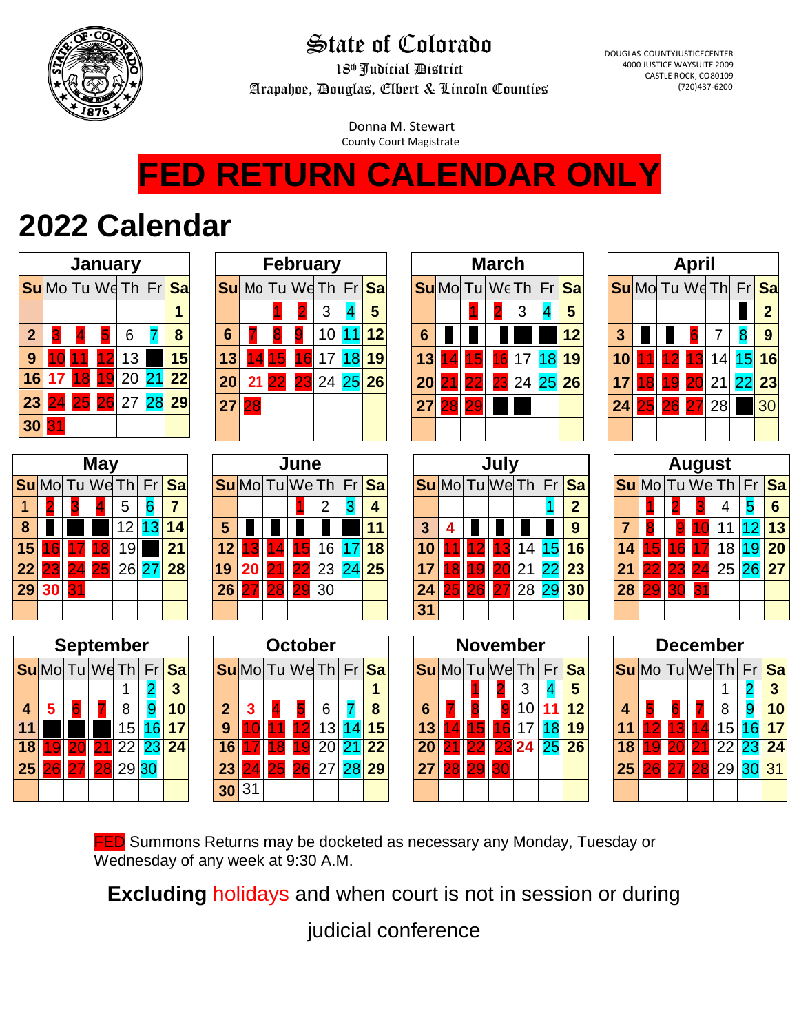# State of Colorado

18th Judicial District

Arapahoe, Douglas, Elbert & Lincoln Counties

DOUGLAS COUNTYJUSTICECENTER
4000 JUSTICE WAYSUITE 2009
CASTLE ROCK, CO80109
(720)437-6200

Donna M. Stewart
County Court Magistrate

# FED RETURN CALENDAR ONLY

## 2022 Calendar

### January

| Su | Mo | Tu | We | Th | Fr | Sa |
|---|---|---|---|---|---|---|
| | | | | | | 1 |
| 2 | 3 | 4 | 5 | 6 | 7 | 8 |
| 9 | 10 | 11 | 12 | 13 | | 15 |
| 16 | 17 | 18 | 19 | 20 | 21 | 22 |
| 23 | 24 | 25 | 26 | 27 | 28 | 29 |
| 30 | 31 | | | | | |

### February

| Su | Mo | Tu | We | Th | Fr | Sa |
|---|---|---|---|---|---|---|
| | | 1 | 2 | 3 | 4 | 5 |
| 6 | 7 | 8 | 9 | 10 | 11 | 12 |
| 13 | 14 | 15 | 16 | 17 | 18 | 19 |
| 20 | 21 | 22 | 23 | 24 | 25 | 26 |
| 27 | 28 | | | | | |

### March

| Su | Mo | Tu | We | Th | Fr | Sa |
|---|---|---|---|---|---|---|
| | | 1 | 2 | 3 | 4 | 5 |
| 6 | | | | | | 12 |
| 13 | 14 | 15 | 16 | 17 | 18 | 19 |
| 20 | 21 | 22 | 23 | 24 | 25 | 26 |
| 27 | 28 | 29 | | | | |

### April

| Su | Mo | Tu | We | Th | Fr | Sa |
|---|---|---|---|---|---|---|
| | | | | | | 2 |
| 3 | | | 6 | 7 | 8 | 9 |
| 10 | 11 | 12 | 13 | 14 | 15 | 16 |
| 17 | 18 | 19 | 20 | 21 | 22 | 23 |
| 24 | 25 | 26 | 27 | 28 | | 30 |

### May

| Su | Mo | Tu | We | Th | Fr | Sa |
|---|---|---|---|---|---|---|
| 1 | 2 | 3 | 4 | 5 | 6 | 7 |
| 8 | | | | 12 | 13 | 14 |
| 15 | 16 | 17 | 18 | 19 | | 21 |
| 22 | 23 | 24 | 25 | 26 | 27 | 28 |
| 29 | 30 | 31 | | | | |

### June

| Su | Mo | Tu | We | Th | Fr | Sa |
|---|---|---|---|---|---|---|
| | | | 1 | 2 | 3 | 4 |
| 5 | | | | | | 11 |
| 12 | 13 | 14 | 15 | 16 | 17 | 18 |
| 19 | 20 | 21 | 22 | 23 | 24 | 25 |
| 26 | 27 | 28 | 29 | 30 | | |

### July

| Su | Mo | Tu | We | Th | Fr | Sa |
|---|---|---|---|---|---|---|
| | | | | | 1 | 2 |
| 3 | 4 | | | | | 9 |
| 10 | 11 | 12 | 13 | 14 | 15 | 16 |
| 17 | 18 | 19 | 20 | 21 | 22 | 23 |
| 24 | 25 | 26 | 27 | 28 | 29 | 30 |
| 31 | | | | | | |

### August

| Su | Mo | Tu | We | Th | Fr | Sa |
|---|---|---|---|---|---|---|
| | 1 | 2 | 3 | 4 | 5 | 6 |
| 7 | 8 | 9 | 10 | 11 | 12 | 13 |
| 14 | 15 | 16 | 17 | 18 | 19 | 20 |
| 21 | 22 | 23 | 24 | 25 | 26 | 27 |
| 28 | 29 | 30 | 31 | | | |

### September

| Su | Mo | Tu | We | Th | Fr | Sa |
|---|---|---|---|---|---|---|
| | | | | 1 | 2 | 3 |
| 4 | 5 | 6 | 7 | 8 | 9 | 10 |
| 11 | | | | 15 | 16 | 17 |
| 18 | 19 | 20 | 21 | 22 | 23 | 24 |
| 25 | 26 | 27 | 28 | 29 | 30 | |

### October

| Su | Mo | Tu | We | Th | Fr | Sa |
|---|---|---|---|---|---|---|
| | | | | | | 1 |
| 2 | 3 | 4 | 5 | 6 | 7 | 8 |
| 9 | 10 | 11 | 12 | 13 | 14 | 15 |
| 16 | 17 | 18 | 19 | 20 | 21 | 22 |
| 23 | 24 | 25 | 26 | 27 | 28 | 29 |
| 30 | 31 | | | | | |

### November

| Su | Mo | Tu | We | Th | Fr | Sa |
|---|---|---|---|---|---|---|
| | | 1 | 2 | 3 | 4 | 5 |
| 6 | 7 | 8 | 9 | 10 | 11 | 12 |
| 13 | 14 | 15 | 16 | 17 | 18 | 19 |
| 20 | 21 | 22 | 23 | 24 | 25 | 26 |
| 27 | 28 | 29 | 30 | | | |

### December

| Su | Mo | Tu | We | Th | Fr | Sa |
|---|---|---|---|---|---|---|
| | | | | 1 | 2 | 3 |
| 4 | 5 | 6 | 7 | 8 | 9 | 10 |
| 11 | 12 | 13 | 14 | 15 | 16 | 17 |
| 18 | 19 | 20 | 21 | 22 | 23 | 24 |
| 25 | 26 | 27 | 28 | 29 | 30 | 31 |

FED Summons Returns may be docketed as necessary any Monday, Tuesday or Wednesday of any week at 9:30 A.M.

**Excluding** holidays and when court is not in session or during judicial conference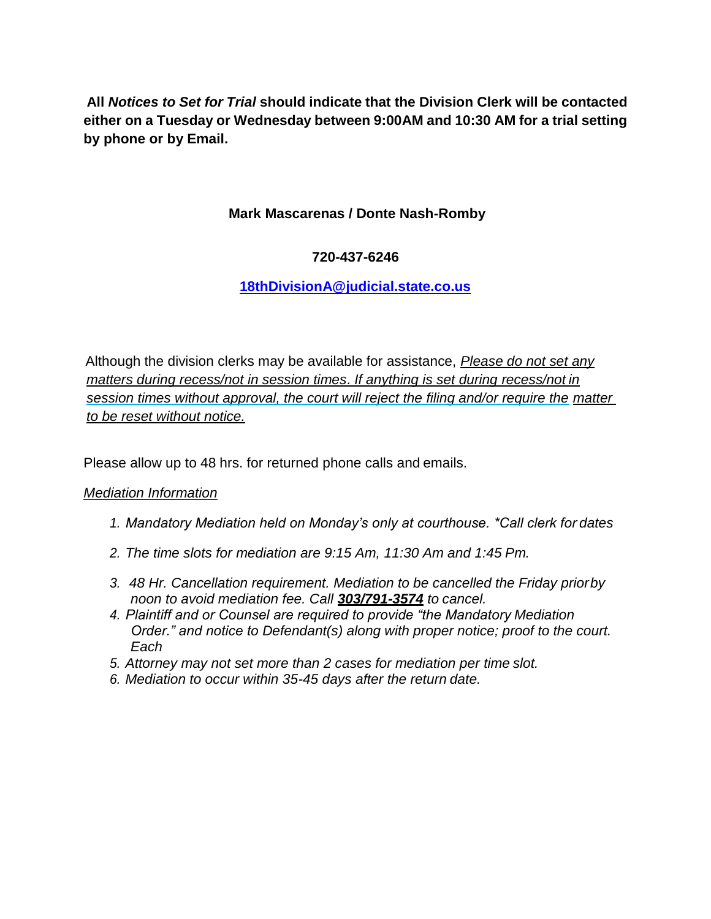**All *Notices to Set for Trial* should indicate that the Division Clerk will be contacted either on a Tuesday or Wednesday between 9:00AM and 10:30 AM for a trial setting by phone or by Email.**

**Mark Mascarenas / Donte Nash-Romby**

**720-437-6246**

**18thDivisionA@judicial.state.co.us**

Although the division clerks may be available for assistance, *Please do not set any matters during recess/not in session times. If anything is set during recess/not in session times without approval, the court will reject the filing and/or require the matter to be reset without notice.*

Please allow up to 48 hrs. for returned phone calls and emails.

*Mediation Information*

1. *Mandatory Mediation held on Monday's only at courthouse. \*Call clerk for dates*
2. *The time slots for mediation are 9:15 Am, 11:30 Am and 1:45 Pm.*
3. *48 Hr. Cancellation requirement. Mediation to be cancelled the Friday prior by noon to avoid mediation fee. Call **303/791-3574** to cancel.*
4. *Plaintiff and or Counsel are required to provide "the Mandatory Mediation Order." and notice to Defendant(s) along with proper notice; proof to the court. Each*
5. *Attorney may not set more than 2 cases for mediation per time slot.*
6. *Mediation to occur within 35-45 days after the return date.*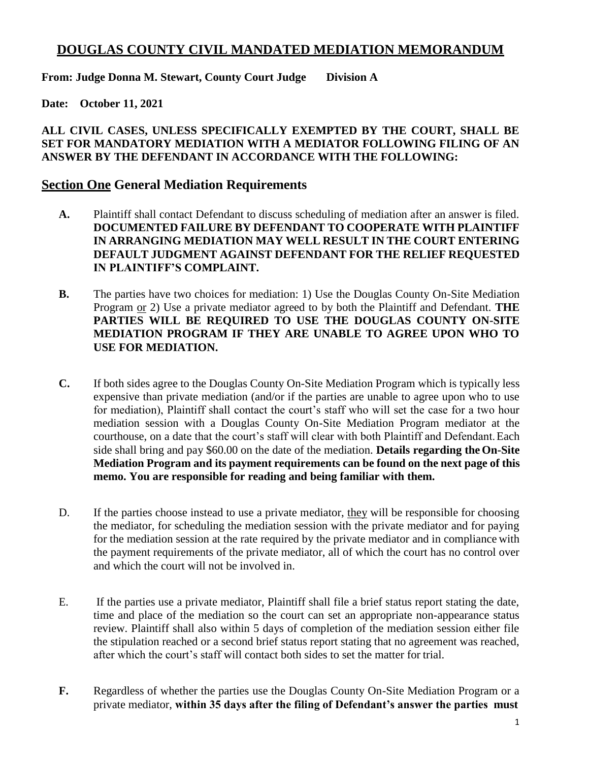# DOUGLAS COUNTY CIVIL MANDATED MEDIATION MEMORANDUM

**From: Judge Donna M. Stewart, County Court Judge Division A**

**Date: October 11, 2021**

**ALL CIVIL CASES, UNLESS SPECIFICALLY EXEMPTED BY THE COURT, SHALL BE SET FOR MANDATORY MEDIATION WITH A MEDIATOR FOLLOWING FILING OF AN ANSWER BY THE DEFENDANT IN ACCORDANCE WITH THE FOLLOWING:**

## Section One General Mediation Requirements

**A.** Plaintiff shall contact Defendant to discuss scheduling of mediation after an answer is filed. **DOCUMENTED FAILURE BY DEFENDANT TO COOPERATE WITH PLAINTIFF IN ARRANGING MEDIATION MAY WELL RESULT IN THE COURT ENTERING DEFAULT JUDGMENT AGAINST DEFENDANT FOR THE RELIEF REQUESTED IN PLAINTIFF'S COMPLAINT.**

**B.** The parties have two choices for mediation: 1) Use the Douglas County On-Site Mediation Program or 2) Use a private mediator agreed to by both the Plaintiff and Defendant. **THE PARTIES WILL BE REQUIRED TO USE THE DOUGLAS COUNTY ON-SITE MEDIATION PROGRAM IF THEY ARE UNABLE TO AGREE UPON WHO TO USE FOR MEDIATION.**

**C.** If both sides agree to the Douglas County On-Site Mediation Program which is typically less expensive than private mediation (and/or if the parties are unable to agree upon who to use for mediation), Plaintiff shall contact the court's staff who will set the case for a two hour mediation session with a Douglas County On-Site Mediation Program mediator at the courthouse, on a date that the court's staff will clear with both Plaintiff and Defendant. Each side shall bring and pay $60.00 on the date of the mediation. **Details regarding the On-Site Mediation Program and its payment requirements can be found on the next page of this memo. You are responsible for reading and being familiar with them.**

D. If the parties choose instead to use a private mediator, they will be responsible for choosing the mediator, for scheduling the mediation session with the private mediator and for paying for the mediation session at the rate required by the private mediator and in compliance with the payment requirements of the private mediator, all of which the court has no control over and which the court will not be involved in.

E. If the parties use a private mediator, Plaintiff shall file a brief status report stating the date, time and place of the mediation so the court can set an appropriate non-appearance status review. Plaintiff shall also within 5 days of completion of the mediation session either file the stipulation reached or a second brief status report stating that no agreement was reached, after which the court's staff will contact both sides to set the matter for trial.

**F.** Regardless of whether the parties use the Douglas County On-Site Mediation Program or a private mediator, **within 35 days after the filing of Defendant's answer the parties must**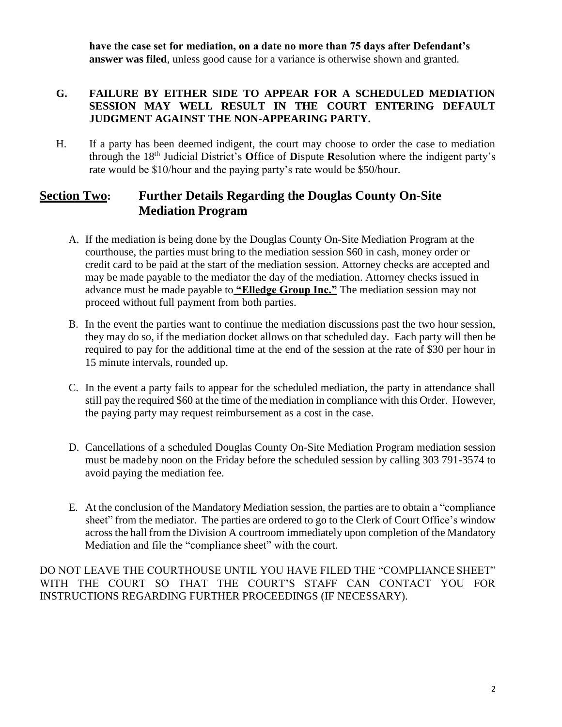**have the case set for mediation, on a date no more than 75 days after Defendant's answer was filed**, unless good cause for a variance is otherwise shown and granted.

**G. FAILURE BY EITHER SIDE TO APPEAR FOR A SCHEDULED MEDIATION SESSION MAY WELL RESULT IN THE COURT ENTERING DEFAULT JUDGMENT AGAINST THE NON-APPEARING PARTY.**

H. If a party has been deemed indigent, the court may choose to order the case to mediation through the 18th Judicial District's **O**ffice of **D**ispute **R**esolution where the indigent party's rate would be $10/hour and the paying party's rate would be $50/hour.

## Section Two: Further Details Regarding the Douglas County On-Site Mediation Program

A. If the mediation is being done by the Douglas County On-Site Mediation Program at the courthouse, the parties must bring to the mediation session $60 in cash, money order or credit card to be paid at the start of the mediation session. Attorney checks are accepted and may be made payable to the mediator the day of the mediation. Attorney checks issued in advance must be made payable to **"Elledge Group Inc."** The mediation session may not proceed without full payment from both parties.

B. In the event the parties want to continue the mediation discussions past the two hour session, they may do so, if the mediation docket allows on that scheduled day. Each party will then be required to pay for the additional time at the end of the session at the rate of $30 per hour in 15 minute intervals, rounded up.

C. In the event a party fails to appear for the scheduled mediation, the party in attendance shall still pay the required $60 at the time of the mediation in compliance with this Order. However, the paying party may request reimbursement as a cost in the case.

D. Cancellations of a scheduled Douglas County On-Site Mediation Program mediation session must be madeby noon on the Friday before the scheduled session by calling 303 791-3574 to avoid paying the mediation fee.

E. At the conclusion of the Mandatory Mediation session, the parties are to obtain a "compliance sheet" from the mediator. The parties are ordered to go to the Clerk of Court Office's window across the hall from the Division A courtroom immediately upon completion of the Mandatory Mediation and file the "compliance sheet" with the court.

DO NOT LEAVE THE COURTHOUSE UNTIL YOU HAVE FILED THE "COMPLIANCE SHEET" WITH THE COURT SO THAT THE COURT'S STAFF CAN CONTACT YOU FOR INSTRUCTIONS REGARDING FURTHER PROCEEDINGS (IF NECESSARY).